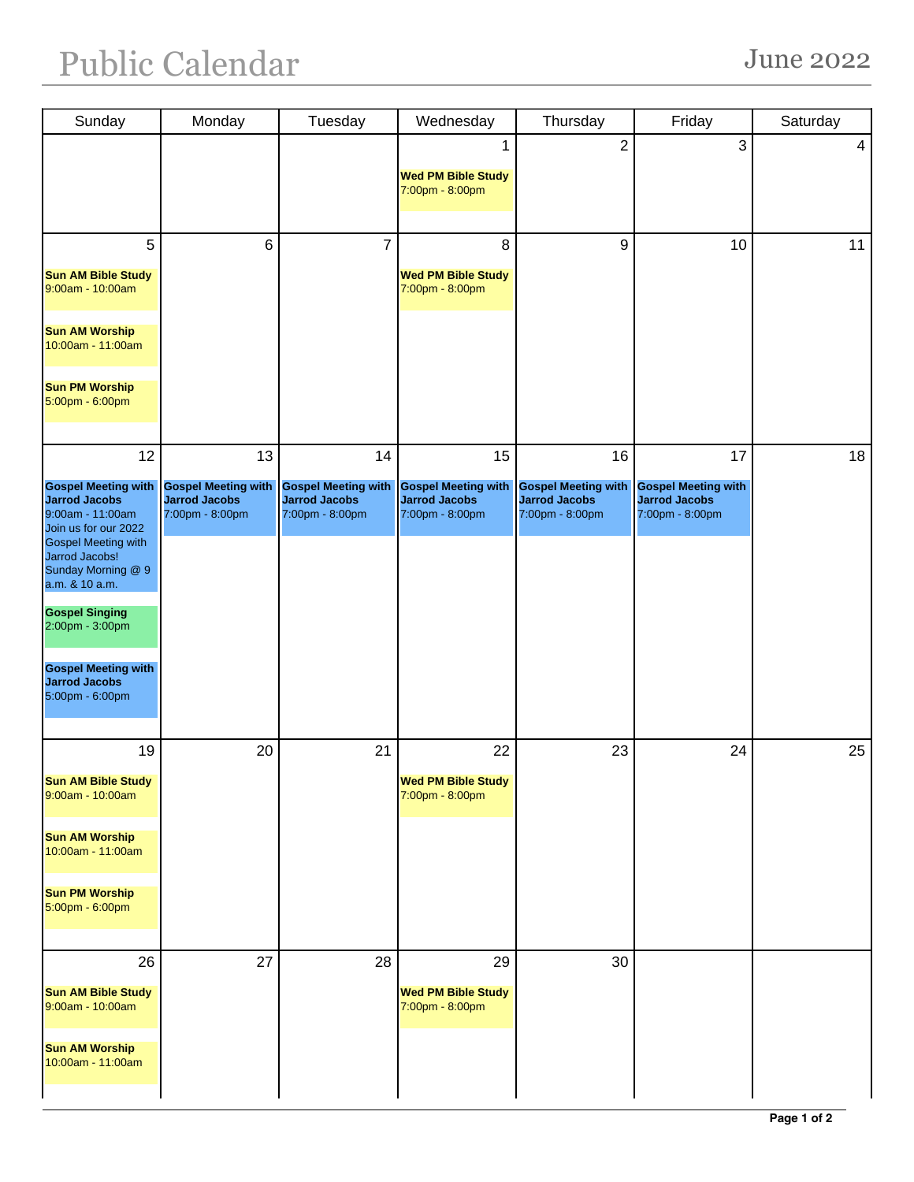# Public Calendar

## June 2022

| Sunday | Monday | Tuesday | Wednesday | Thursday | Friday | Saturday |
|---|---|---|---|---|---|---|
| | | | 1<br>**Wed PM Bible Study**<br>7:00pm - 8:00pm | 2 | 3 | 4 |
| 5<br>**Sun AM Bible Study**<br>9:00am - 10:00am<br>**Sun AM Worship**<br>10:00am - 11:00am<br>**Sun PM Worship**<br>5:00pm - 6:00pm | 6 | 7 | 8<br>**Wed PM Bible Study**<br>7:00pm - 8:00pm | 9 | 10 | 11 |
| 12<br>**Gospel Meeting with Jarrod Jacobs**<br>9:00am - 11:00am<br>Join us for our 2022 Gospel Meeting with Jarrod Jacobs! Sunday Morning @ 9 a.m. & 10 a.m.<br>**Gospel Singing**<br>2:00pm - 3:00pm<br>**Gospel Meeting with Jarrod Jacobs**<br>5:00pm - 6:00pm | 13<br>**Gospel Meeting with Jarrod Jacobs**<br>7:00pm - 8:00pm | 14<br>**Gospel Meeting with Jarrod Jacobs**<br>7:00pm - 8:00pm | 15<br>**Gospel Meeting with Jarrod Jacobs**<br>7:00pm - 8:00pm | 16<br>**Gospel Meeting with Jarrod Jacobs**<br>7:00pm - 8:00pm | 17<br>**Gospel Meeting with Jarrod Jacobs**<br>7:00pm - 8:00pm | 18 |
| 19<br>**Sun AM Bible Study**<br>9:00am - 10:00am<br>**Sun AM Worship**<br>10:00am - 11:00am<br>**Sun PM Worship**<br>5:00pm - 6:00pm | 20 | 21 | 22<br>**Wed PM Bible Study**<br>7:00pm - 8:00pm | 23 | 24 | 25 |
| 26<br>**Sun AM Bible Study**<br>9:00am - 10:00am<br>**Sun AM Worship**<br>10:00am - 11:00am | 27 | 28 | 29<br>**Wed PM Bible Study**<br>7:00pm - 8:00pm | 30 | | |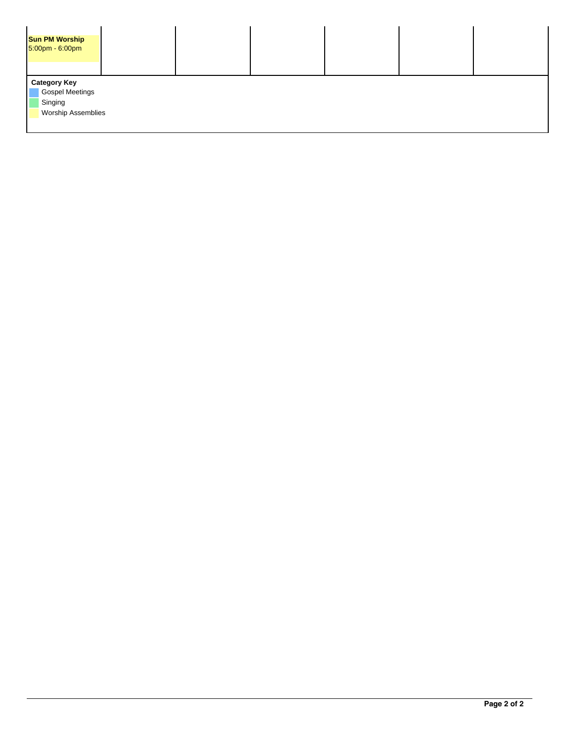| | | | | | | |
|---|---|---|---|---|---|---|
| **Sun PM Worship** 5:00pm - 6:00pm | | | | | | |

**Category Key**

- Gospel Meetings
- Singing
- Worship Assemblies